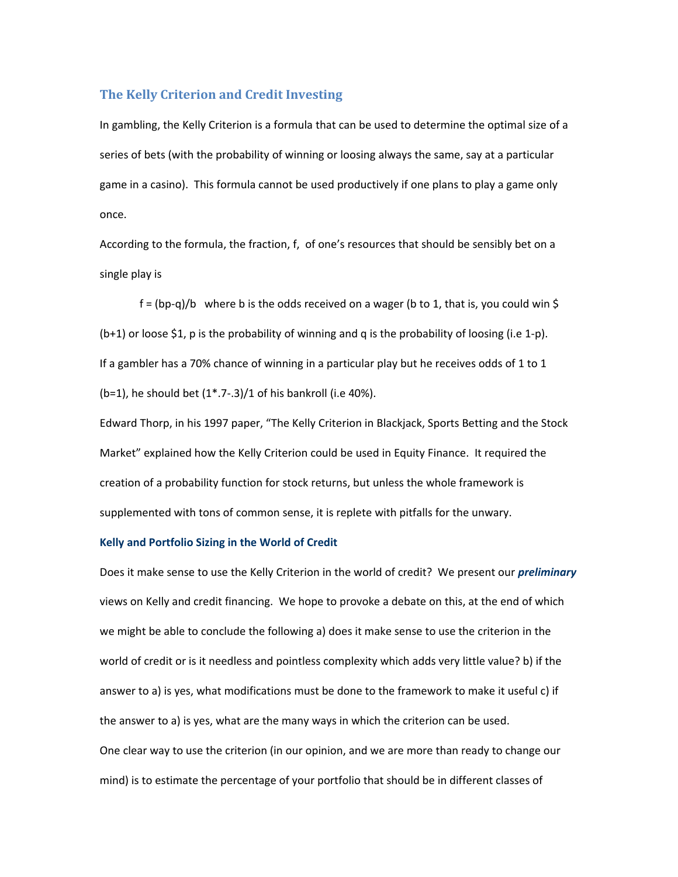## The Kelly Criterion and Credit Investing

In gambling, the Kelly Criterion is a formula that can be used to determine the optimal size of a series of bets (with the probability of winning or loosing always the same, say at a particular game in a casino). This formula cannot be used productively if one plans to play a game only once.

According to the formula, the fraction, f, of one's resources that should be sensibly bet on a single play is

$f = (bp-q)/b$ where b is the odds received on a wager (b to 1, that is, you could win \$ (b+1) or loose \$1, p is the probability of winning and q is the probability of loosing (i.e 1-p).

If a gambler has a 70% chance of winning in a particular play but he receives odds of 1 to 1 (b=1), he should bet (1*.7-.3)/1 of his bankroll (i.e 40%).

Edward Thorp, in his 1997 paper, "The Kelly Criterion in Blackjack, Sports Betting and the Stock Market" explained how the Kelly Criterion could be used in Equity Finance. It required the creation of a probability function for stock returns, but unless the whole framework is supplemented with tons of common sense, it is replete with pitfalls for the unwary.

### Kelly and Portfolio Sizing in the World of Credit

Does it make sense to use the Kelly Criterion in the world of credit? We present our ***preliminary*** views on Kelly and credit financing. We hope to provoke a debate on this, at the end of which we might be able to conclude the following a) does it make sense to use the criterion in the world of credit or is it needless and pointless complexity which adds very little value? b) if the answer to a) is yes, what modifications must be done to the framework to make it useful c) if the answer to a) is yes, what are the many ways in which the criterion can be used.

One clear way to use the criterion (in our opinion, and we are more than ready to change our mind) is to estimate the percentage of your portfolio that should be in different classes of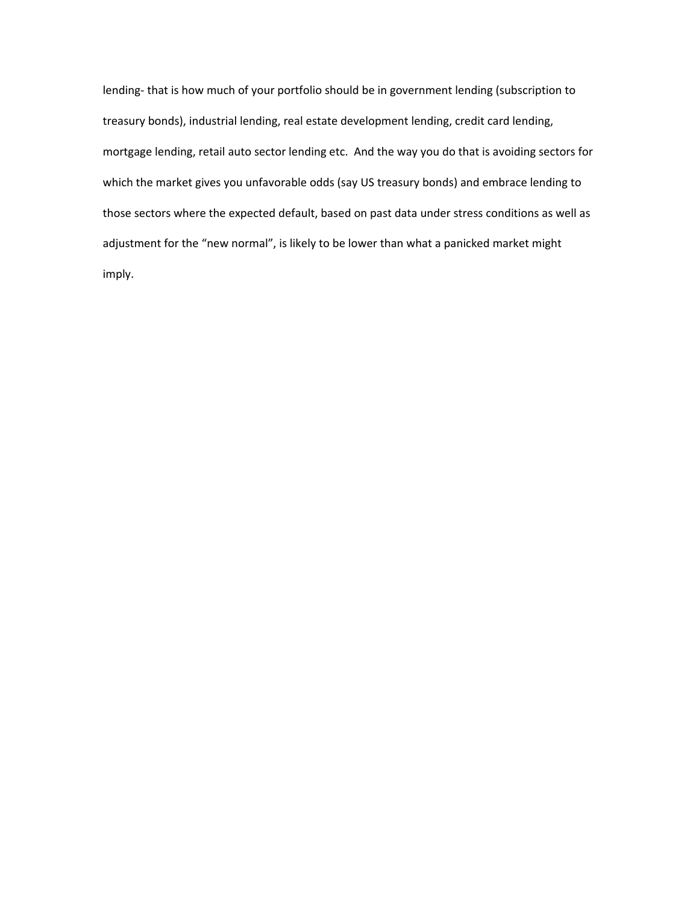lending- that is how much of your portfolio should be in government lending (subscription to treasury bonds), industrial lending, real estate development lending, credit card lending, mortgage lending, retail auto sector lending etc.  And the way you do that is avoiding sectors for which the market gives you unfavorable odds (say US treasury bonds) and embrace lending to those sectors where the expected default, based on past data under stress conditions as well as adjustment for the "new normal", is likely to be lower than what a panicked market might imply.